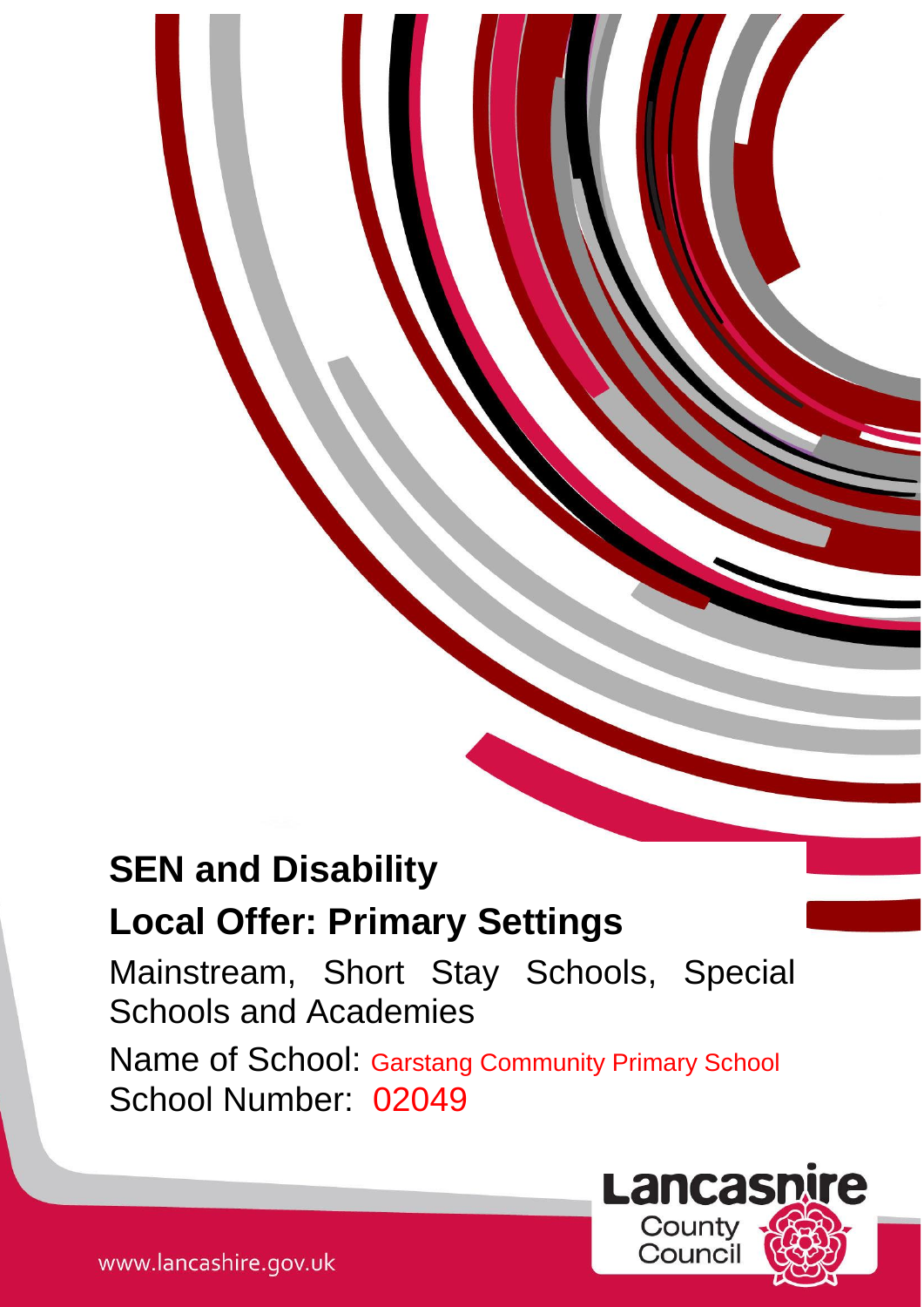# SEN and Disability

## Local Offer: Primary Settings

Mainstream, Short Stay Schools, Special Schools and Academies

Name of School: Garstang Community Primary School

School Number: 02049

Lancashire County Council

www.lancashire.gov.uk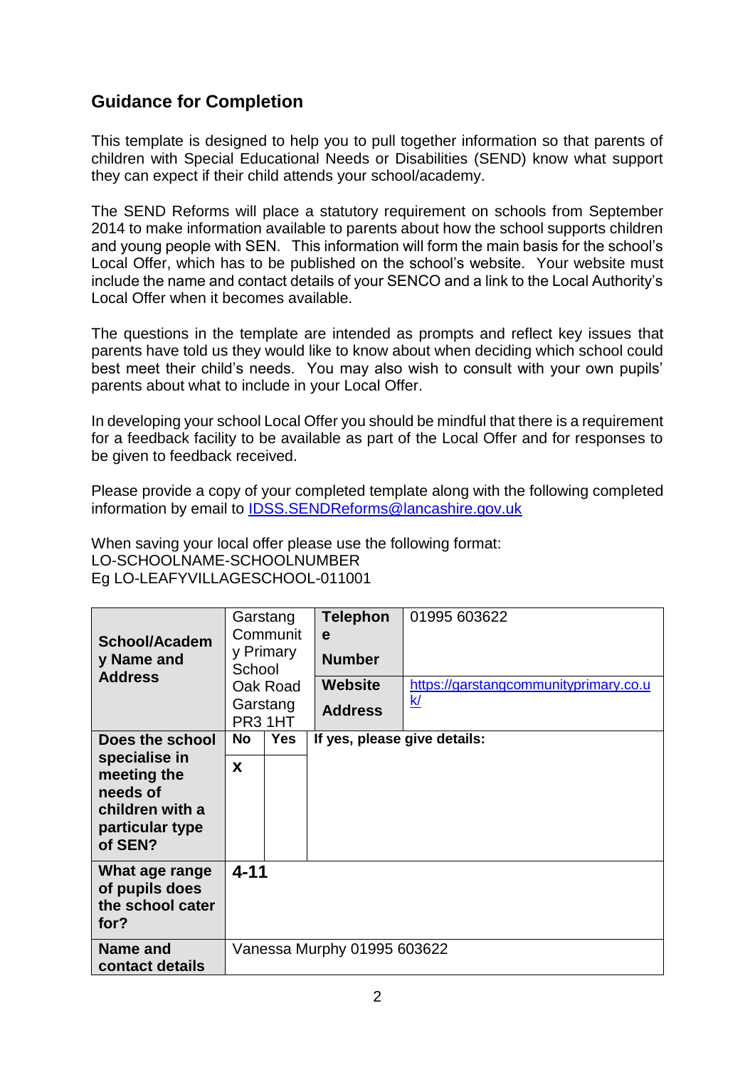## Guidance for Completion

This template is designed to help you to pull together information so that parents of children with Special Educational Needs or Disabilities (SEND) know what support they can expect if their child attends your school/academy.

The SEND Reforms will place a statutory requirement on schools from September 2014 to make information available to parents about how the school supports children and young people with SEN. This information will form the main basis for the school's Local Offer, which has to be published on the school's website. Your website must include the name and contact details of your SENCO and a link to the Local Authority's Local Offer when it becomes available.

The questions in the template are intended as prompts and reflect key issues that parents have told us they would like to know about when deciding which school could best meet their child's needs. You may also wish to consult with your own pupils' parents about what to include in your Local Offer.

In developing your school Local Offer you should be mindful that there is a requirement for a feedback facility to be available as part of the Local Offer and for responses to be given to feedback received.

Please provide a copy of your completed template along with the following completed information by email to IDSS.SENDReforms@lancashire.gov.uk

When saving your local offer please use the following format:
LO-SCHOOLNAME-SCHOOLNUMBER
Eg LO-LEAFYVILLAGESCHOOL-011001

| **School/Academy Name and Address** | Garstang Community Primary School Oak Road Garstang PR3 1HT | | **Telephone Number** | 01995 603622 |
|---|---|---|---|---|
| | | | **Website Address** | https://garstangcommunityprimary.co.uk/ |
| **Does the school specialise in meeting the needs of children with a particular type of SEN?** | **No** | **Yes** | **If yes, please give details:** | |
| | **x** | | | |
| **What age range of pupils does the school cater for?** | **4-11** | | | |
| **Name and contact details** | Vanessa Murphy 01995 603622 | | | |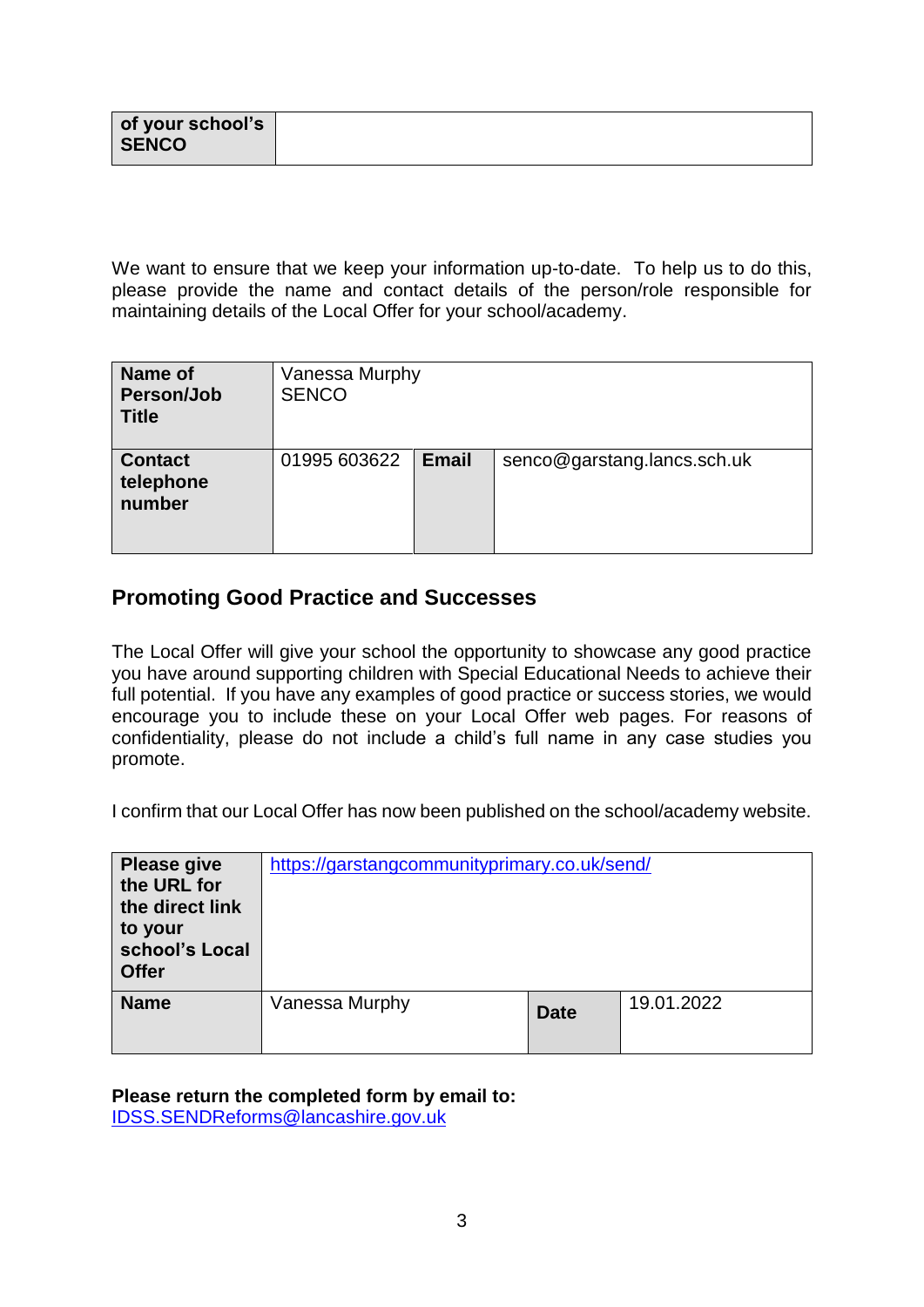| of your school's SENCO | |
|---|---|

We want to ensure that we keep your information up-to-date. To help us to do this, please provide the name and contact details of the person/role responsible for maintaining details of the Local Offer for your school/academy.

| Name of Person/Job Title | Vanessa Murphy SENCO | | |
|---|---|---|---|
| Contact telephone number | 01995 603622 | Email | senco@garstang.lancs.sch.uk |

## Promoting Good Practice and Successes

The Local Offer will give your school the opportunity to showcase any good practice you have around supporting children with Special Educational Needs to achieve their full potential. If you have any examples of good practice or success stories, we would encourage you to include these on your Local Offer web pages. For reasons of confidentiality, please do not include a child's full name in any case studies you promote.

I confirm that our Local Offer has now been published on the school/academy website.

| Please give the URL for the direct link to your school's Local Offer | https://garstangcommunityprimary.co.uk/send/ | | |
|---|---|---|---|
| Name | Vanessa Murphy | Date | 19.01.2022 |

**Please return the completed form by email to:**
IDSS.SENDReforms@lancashire.gov.uk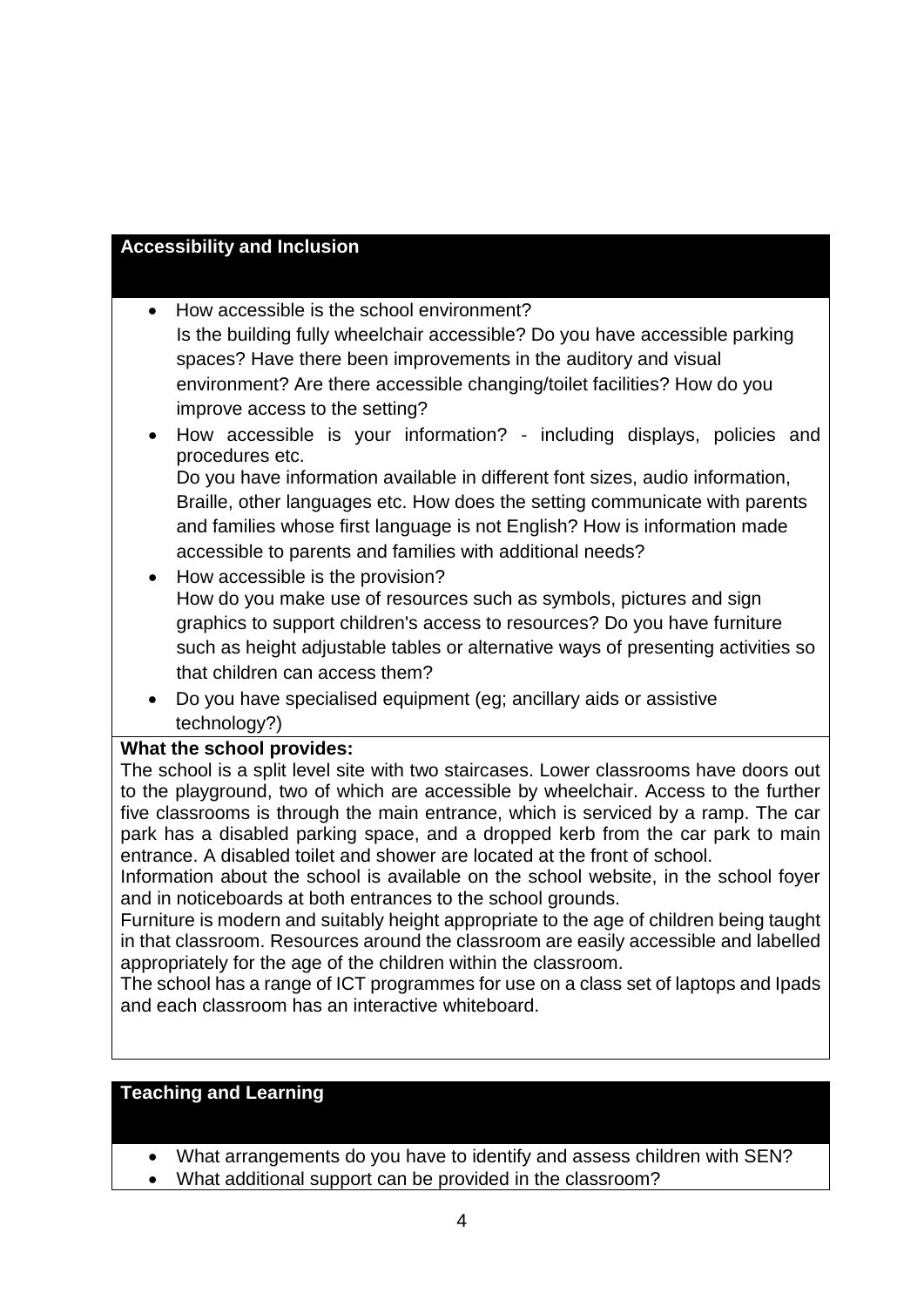## Accessibility and Inclusion

- How accessible is the school environment?
  Is the building fully wheelchair accessible? Do you have accessible parking spaces? Have there been improvements in the auditory and visual environment? Are there accessible changing/toilet facilities? How do you improve access to the setting?
- How accessible is your information? - including displays, policies and procedures etc.
  Do you have information available in different font sizes, audio information, Braille, other languages etc. How does the setting communicate with parents and families whose first language is not English? How is information made accessible to parents and families with additional needs?
- How accessible is the provision?
  How do you make use of resources such as symbols, pictures and sign graphics to support children's access to resources? Do you have furniture such as height adjustable tables or alternative ways of presenting activities so that children can access them?
- Do you have specialised equipment (eg; ancillary aids or assistive technology?)

**What the school provides:**

The school is a split level site with two staircases. Lower classrooms have doors out to the playground, two of which are accessible by wheelchair. Access to the further five classrooms is through the main entrance, which is serviced by a ramp. The car park has a disabled parking space, and a dropped kerb from the car park to main entrance. A disabled toilet and shower are located at the front of school.

Information about the school is available on the school website, in the school foyer and in noticeboards at both entrances to the school grounds.

Furniture is modern and suitably height appropriate to the age of children being taught in that classroom. Resources around the classroom are easily accessible and labelled appropriately for the age of the children within the classroom.

The school has a range of ICT programmes for use on a class set of laptops and Ipads and each classroom has an interactive whiteboard.

## Teaching and Learning

- What arrangements do you have to identify and assess children with SEN?
- What additional support can be provided in the classroom?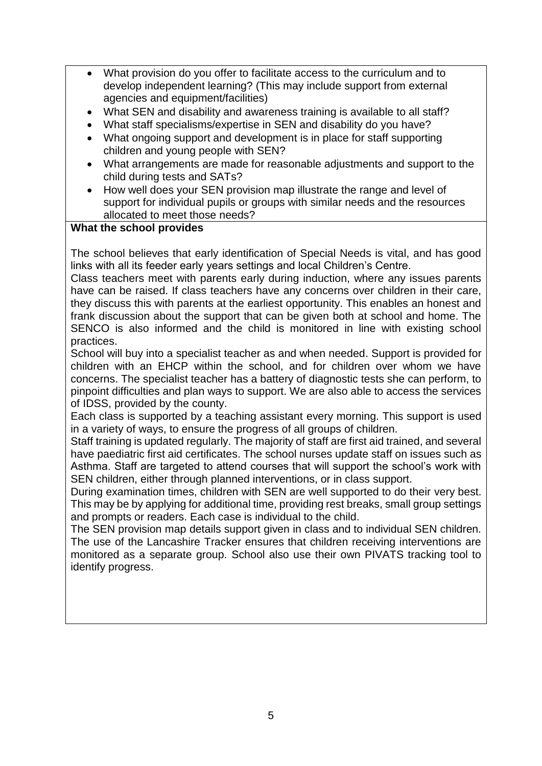- What provision do you offer to facilitate access to the curriculum and to develop independent learning? (This may include support from external agencies and equipment/facilities)
- What SEN and disability and awareness training is available to all staff?
- What staff specialisms/expertise in SEN and disability do you have?
- What ongoing support and development is in place for staff supporting children and young people with SEN?
- What arrangements are made for reasonable adjustments and support to the child during tests and SATs?
- How well does your SEN provision map illustrate the range and level of support for individual pupils or groups with similar needs and the resources allocated to meet those needs?

**What the school provides**

The school believes that early identification of Special Needs is vital, and has good links with all its feeder early years settings and local Children's Centre.

Class teachers meet with parents early during induction, where any issues parents have can be raised. If class teachers have any concerns over children in their care, they discuss this with parents at the earliest opportunity. This enables an honest and frank discussion about the support that can be given both at school and home. The SENCO is also informed and the child is monitored in line with existing school practices.

School will buy into a specialist teacher as and when needed. Support is provided for children with an EHCP within the school, and for children over whom we have concerns. The specialist teacher has a battery of diagnostic tests she can perform, to pinpoint difficulties and plan ways to support. We are also able to access the services of IDSS, provided by the county.

Each class is supported by a teaching assistant every morning. This support is used in a variety of ways, to ensure the progress of all groups of children.

Staff training is updated regularly. The majority of staff are first aid trained, and several have paediatric first aid certificates. The school nurses update staff on issues such as Asthma. Staff are targeted to attend courses that will support the school's work with SEN children, either through planned interventions, or in class support.

During examination times, children with SEN are well supported to do their very best. This may be by applying for additional time, providing rest breaks, small group settings and prompts or readers. Each case is individual to the child.

The SEN provision map details support given in class and to individual SEN children. The use of the Lancashire Tracker ensures that children receiving interventions are monitored as a separate group. School also use their own PIVATS tracking tool to identify progress.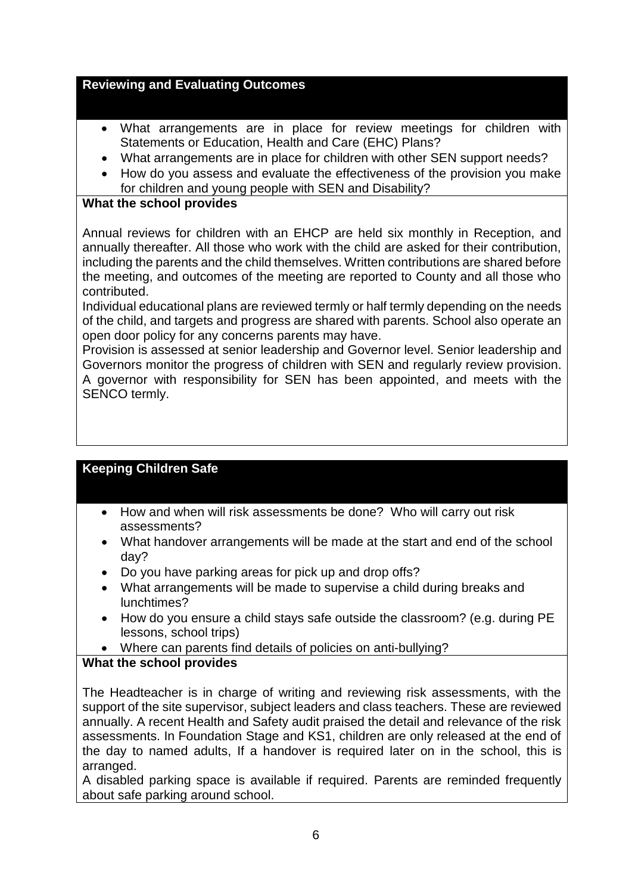## Reviewing and Evaluating Outcomes

- What arrangements are in place for review meetings for children with Statements or Education, Health and Care (EHC) Plans?
- What arrangements are in place for children with other SEN support needs?
- How do you assess and evaluate the effectiveness of the provision you make for children and young people with SEN and Disability?

**What the school provides**

Annual reviews for children with an EHCP are held six monthly in Reception, and annually thereafter. All those who work with the child are asked for their contribution, including the parents and the child themselves. Written contributions are shared before the meeting, and outcomes of the meeting are reported to County and all those who contributed.

Individual educational plans are reviewed termly or half termly depending on the needs of the child, and targets and progress are shared with parents. School also operate an open door policy for any concerns parents may have.

Provision is assessed at senior leadership and Governor level. Senior leadership and Governors monitor the progress of children with SEN and regularly review provision. A governor with responsibility for SEN has been appointed, and meets with the SENCO termly.

## Keeping Children Safe

- How and when will risk assessments be done? Who will carry out risk assessments?
- What handover arrangements will be made at the start and end of the school day?
- Do you have parking areas for pick up and drop offs?
- What arrangements will be made to supervise a child during breaks and lunchtimes?
- How do you ensure a child stays safe outside the classroom? (e.g. during PE lessons, school trips)
- Where can parents find details of policies on anti-bullying?

**What the school provides**

The Headteacher is in charge of writing and reviewing risk assessments, with the support of the site supervisor, subject leaders and class teachers. These are reviewed annually. A recent Health and Safety audit praised the detail and relevance of the risk assessments. In Foundation Stage and KS1, children are only released at the end of the day to named adults, If a handover is required later on in the school, this is arranged.

A disabled parking space is available if required. Parents are reminded frequently about safe parking around school.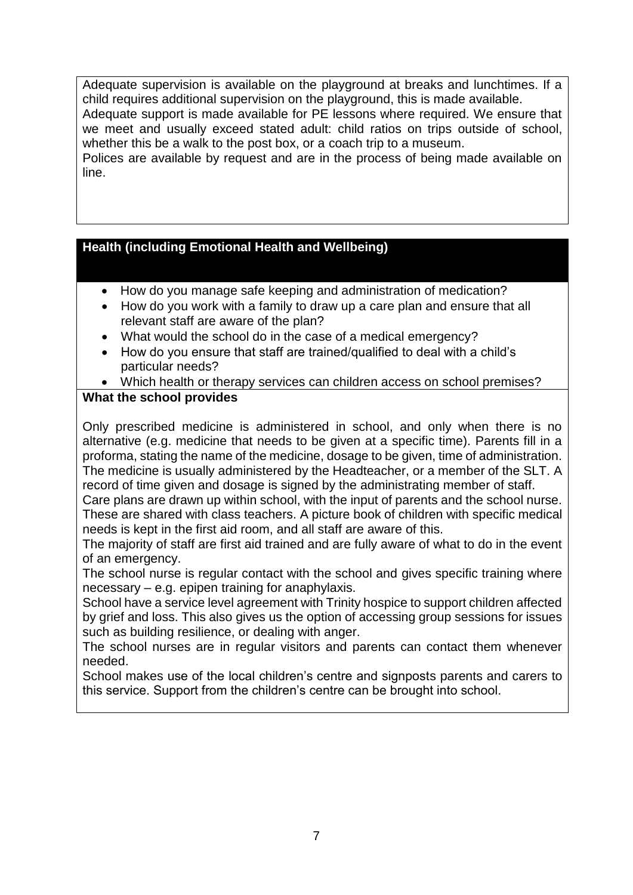Adequate supervision is available on the playground at breaks and lunchtimes. If a child requires additional supervision on the playground, this is made available.
Adequate support is made available for PE lessons where required. We ensure that we meet and usually exceed stated adult: child ratios on trips outside of school, whether this be a walk to the post box, or a coach trip to a museum.
Polices are available by request and are in the process of being made available on line.

## Health (including Emotional Health and Wellbeing)

- How do you manage safe keeping and administration of medication?
- How do you work with a family to draw up a care plan and ensure that all relevant staff are aware of the plan?
- What would the school do in the case of a medical emergency?
- How do you ensure that staff are trained/qualified to deal with a child's particular needs?
- Which health or therapy services can children access on school premises?

**What the school provides**

Only prescribed medicine is administered in school, and only when there is no alternative (e.g. medicine that needs to be given at a specific time). Parents fill in a proforma, stating the name of the medicine, dosage to be given, time of administration. The medicine is usually administered by the Headteacher, or a member of the SLT. A record of time given and dosage is signed by the administrating member of staff.
Care plans are drawn up within school, with the input of parents and the school nurse. These are shared with class teachers. A picture book of children with specific medical needs is kept in the first aid room, and all staff are aware of this.
The majority of staff are first aid trained and are fully aware of what to do in the event of an emergency.
The school nurse is regular contact with the school and gives specific training where necessary – e.g. epipen training for anaphylaxis.
School have a service level agreement with Trinity hospice to support children affected by grief and loss. This also gives us the option of accessing group sessions for issues such as building resilience, or dealing with anger.
The school nurses are in regular visitors and parents can contact them whenever needed.
School makes use of the local children's centre and signposts parents and carers to this service. Support from the children's centre can be brought into school.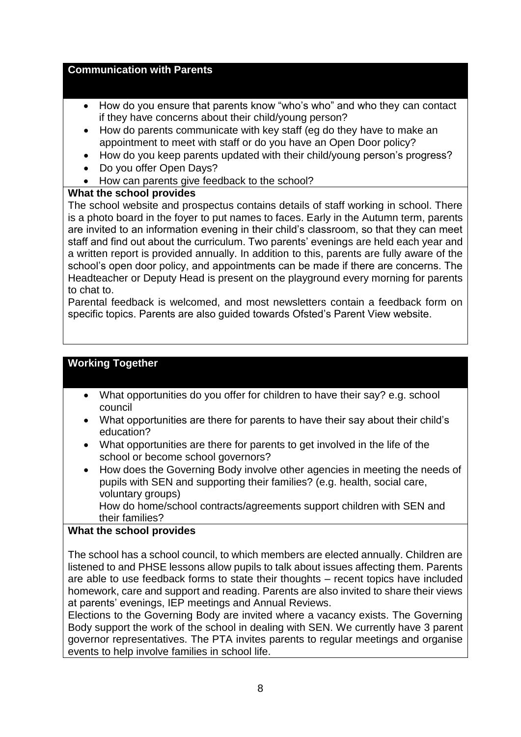## Communication with Parents

- How do you ensure that parents know "who's who" and who they can contact if they have concerns about their child/young person?
- How do parents communicate with key staff (eg do they have to make an appointment to meet with staff or do you have an Open Door policy?
- How do you keep parents updated with their child/young person's progress?
- Do you offer Open Days?
- How can parents give feedback to the school?

**What the school provides**

The school website and prospectus contains details of staff working in school. There is a photo board in the foyer to put names to faces. Early in the Autumn term, parents are invited to an information evening in their child's classroom, so that they can meet staff and find out about the curriculum. Two parents' evenings are held each year and a written report is provided annually. In addition to this, parents are fully aware of the school's open door policy, and appointments can be made if there are concerns. The Headteacher or Deputy Head is present on the playground every morning for parents to chat to.

Parental feedback is welcomed, and most newsletters contain a feedback form on specific topics. Parents are also guided towards Ofsted's Parent View website.

## Working Together

- What opportunities do you offer for children to have their say? e.g. school council
- What opportunities are there for parents to have their say about their child's education?
- What opportunities are there for parents to get involved in the life of the school or become school governors?
- How does the Governing Body involve other agencies in meeting the needs of pupils with SEN and supporting their families? (e.g. health, social care, voluntary groups)
  How do home/school contracts/agreements support children with SEN and their families?

**What the school provides**

The school has a school council, to which members are elected annually. Children are listened to and PHSE lessons allow pupils to talk about issues affecting them. Parents are able to use feedback forms to state their thoughts – recent topics have included homework, care and support and reading. Parents are also invited to share their views at parents' evenings, IEP meetings and Annual Reviews.

Elections to the Governing Body are invited where a vacancy exists. The Governing Body support the work of the school in dealing with SEN. We currently have 3 parent governor representatives. The PTA invites parents to regular meetings and organise events to help involve families in school life.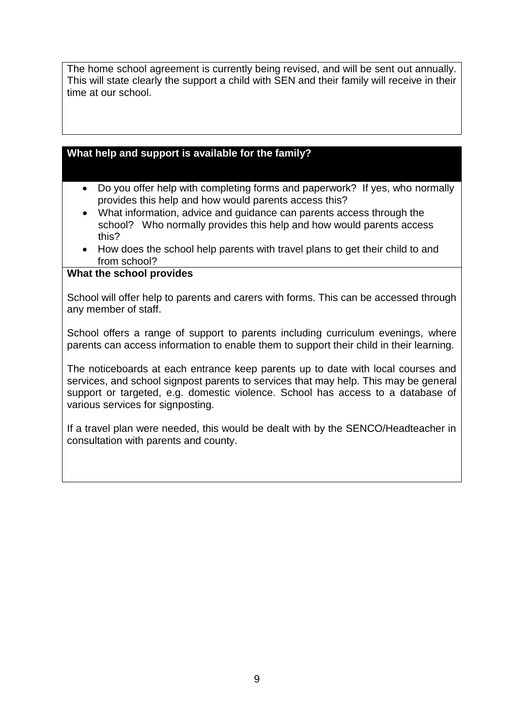The home school agreement is currently being revised, and will be sent out annually. This will state clearly the support a child with SEN and their family will receive in their time at our school.

## What help and support is available for the family?

- Do you offer help with completing forms and paperwork? If yes, who normally provides this help and how would parents access this?
- What information, advice and guidance can parents access through the school? Who normally provides this help and how would parents access this?
- How does the school help parents with travel plans to get their child to and from school?

**What the school provides**

School will offer help to parents and carers with forms. This can be accessed through any member of staff.

School offers a range of support to parents including curriculum evenings, where parents can access information to enable them to support their child in their learning.

The noticeboards at each entrance keep parents up to date with local courses and services, and school signpost parents to services that may help. This may be general support or targeted, e.g. domestic violence. School has access to a database of various services for signposting.

If a travel plan were needed, this would be dealt with by the SENCO/Headteacher in consultation with parents and county.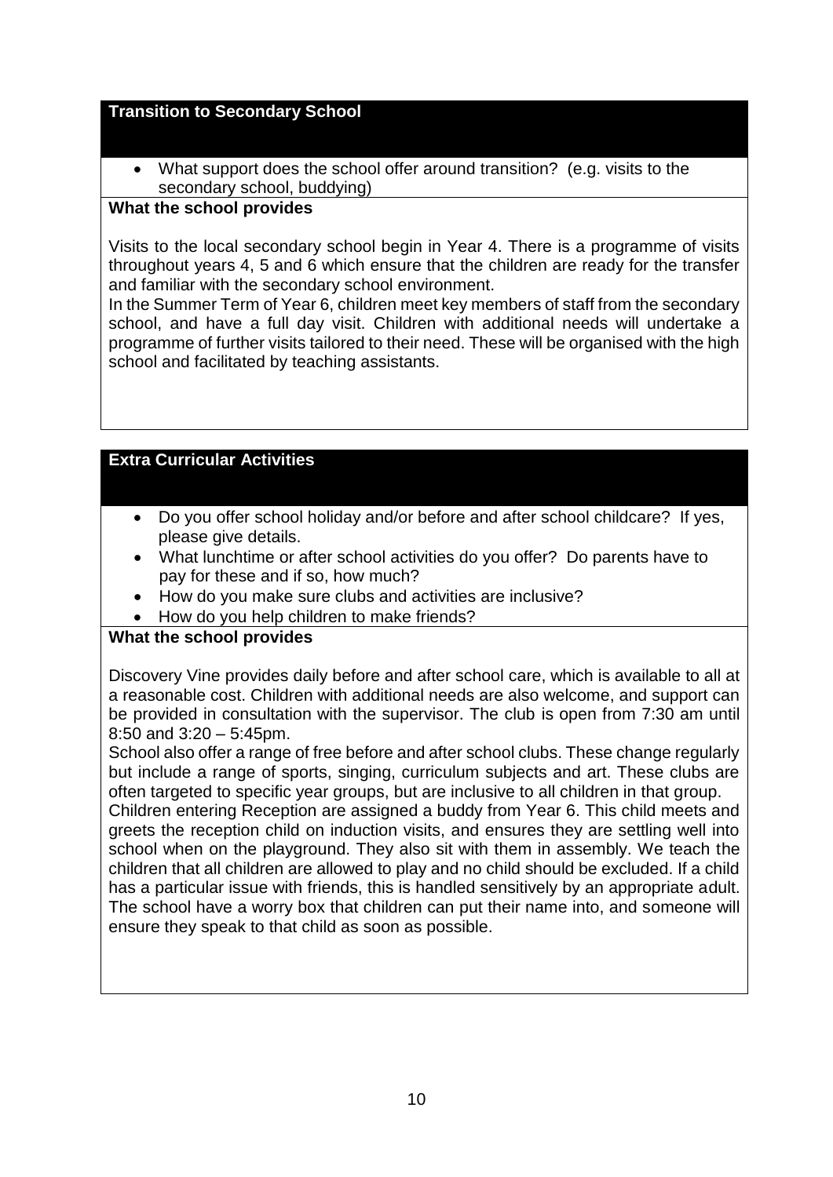## Transition to Secondary School

- What support does the school offer around transition? (e.g. visits to the secondary school, buddying)

**What the school provides**

Visits to the local secondary school begin in Year 4. There is a programme of visits throughout years 4, 5 and 6 which ensure that the children are ready for the transfer and familiar with the secondary school environment.
In the Summer Term of Year 6, children meet key members of staff from the secondary school, and have a full day visit. Children with additional needs will undertake a programme of further visits tailored to their need. These will be organised with the high school and facilitated by teaching assistants.

## Extra Curricular Activities

- Do you offer school holiday and/or before and after school childcare? If yes, please give details.
- What lunchtime or after school activities do you offer? Do parents have to pay for these and if so, how much?
- How do you make sure clubs and activities are inclusive?
- How do you help children to make friends?

**What the school provides**

Discovery Vine provides daily before and after school care, which is available to all at a reasonable cost. Children with additional needs are also welcome, and support can be provided in consultation with the supervisor. The club is open from 7:30 am until 8:50 and 3:20 – 5:45pm.
School also offer a range of free before and after school clubs. These change regularly but include a range of sports, singing, curriculum subjects and art. These clubs are often targeted to specific year groups, but are inclusive to all children in that group.
Children entering Reception are assigned a buddy from Year 6. This child meets and greets the reception child on induction visits, and ensures they are settling well into school when on the playground. They also sit with them in assembly. We teach the children that all children are allowed to play and no child should be excluded. If a child has a particular issue with friends, this is handled sensitively by an appropriate adult. The school have a worry box that children can put their name into, and someone will ensure they speak to that child as soon as possible.